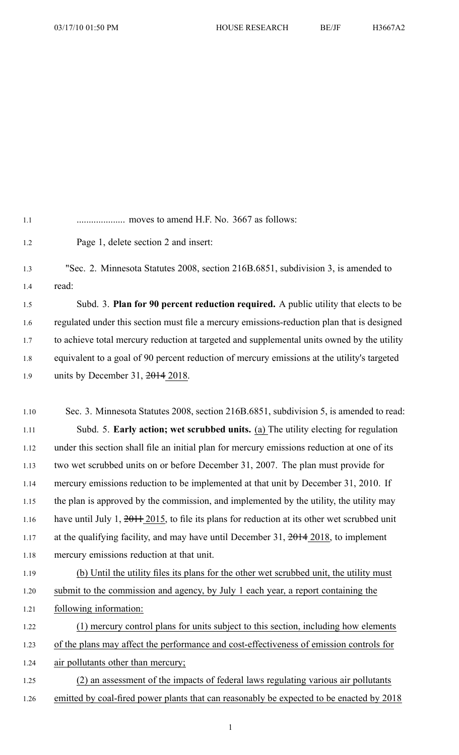.................... moves to amend H.F. No. 3667 as follows:

Page 1, delete section 2 and insert:

"Sec. 2. Minnesota Statutes 2008, section 216B.6851, subdivision 3, is amended to read:

Subd. 3. **Plan for 90 percent reduction required.** A public utility that elects to be regulated under this section must file a mercury emissions-reduction plan that is designed to achieve total mercury reduction at targeted and supplemental units owned by the utility equivalent to a goal of 90 percent reduction of mercury emissions at the utility's targeted units by December 31, ~~2014~~ 2018.

Sec. 3. Minnesota Statutes 2008, section 216B.6851, subdivision 5, is amended to read:

Subd. 5. **Early action; wet scrubbed units.** <u>(a)</u> The utility electing for regulation under this section shall file an initial plan for mercury emissions reduction at one of its two wet scrubbed units on or before December 31, 2007. The plan must provide for mercury emissions reduction to be implemented at that unit by December 31, 2010. If the plan is approved by the commission, and implemented by the utility, the utility may have until July 1, ~~2011~~ 2015, to file its plans for reduction at its other wet scrubbed unit at the qualifying facility, and may have until December 31, ~~2014~~ 2018, to implement mercury emissions reduction at that unit.

<u>(b) Until the utility files its plans for the other wet scrubbed unit, the utility must submit to the commission and agency, by July 1 each year, a report containing the following information:</u>

<u>(1) mercury control plans for units subject to this section, including how elements of the plans may affect the performance and cost-effectiveness of emission controls for air pollutants other than mercury;</u>

<u>(2) an assessment of the impacts of federal laws regulating various air pollutants emitted by coal-fired power plants that can reasonably be expected to be enacted by 2018</u>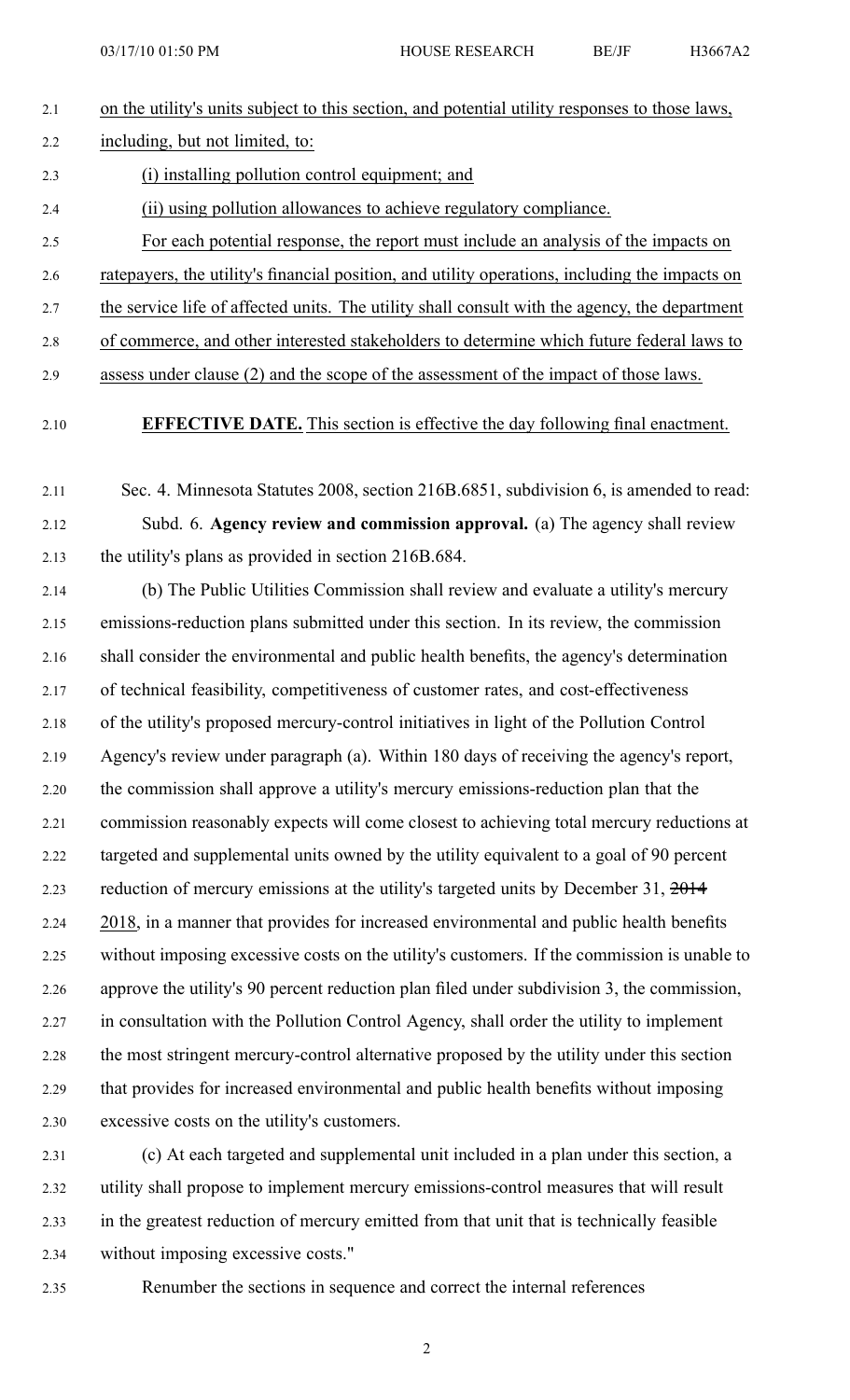on the utility's units subject to this section, and potential utility responses to those laws, including, but not limited to:

(i) installing pollution control equipment; and

(ii) using pollution allowances to achieve regulatory compliance.

For each potential response, the report must include an analysis of the impacts on ratepayers, the utility's financial position, and utility operations, including the impacts on the service life of affected units. The utility shall consult with the agency, the department of commerce, and other interested stakeholders to determine which future federal laws to assess under clause (2) and the scope of the assessment of the impact of those laws.

**EFFECTIVE DATE.** This section is effective the day following final enactment.

Sec. 4. Minnesota Statutes 2008, section 216B.6851, subdivision 6, is amended to read:

Subd. 6. **Agency review and commission approval.** (a) The agency shall review the utility's plans as provided in section 216B.684.

(b) The Public Utilities Commission shall review and evaluate a utility's mercury emissions-reduction plans submitted under this section. In its review, the commission shall consider the environmental and public health benefits, the agency's determination of technical feasibility, competitiveness of customer rates, and cost-effectiveness of the utility's proposed mercury-control initiatives in light of the Pollution Control Agency's review under paragraph (a). Within 180 days of receiving the agency's report, the commission shall approve a utility's mercury emissions-reduction plan that the commission reasonably expects will come closest to achieving total mercury reductions at targeted and supplemental units owned by the utility equivalent to a goal of 90 percent reduction of mercury emissions at the utility's targeted units by December 31, ~~2014~~ 2018, in a manner that provides for increased environmental and public health benefits without imposing excessive costs on the utility's customers. If the commission is unable to approve the utility's 90 percent reduction plan filed under subdivision 3, the commission, in consultation with the Pollution Control Agency, shall order the utility to implement the most stringent mercury-control alternative proposed by the utility under this section that provides for increased environmental and public health benefits without imposing excessive costs on the utility's customers.

(c) At each targeted and supplemental unit included in a plan under this section, a utility shall propose to implement mercury emissions-control measures that will result in the greatest reduction of mercury emitted from that unit that is technically feasible without imposing excessive costs."

Renumber the sections in sequence and correct the internal references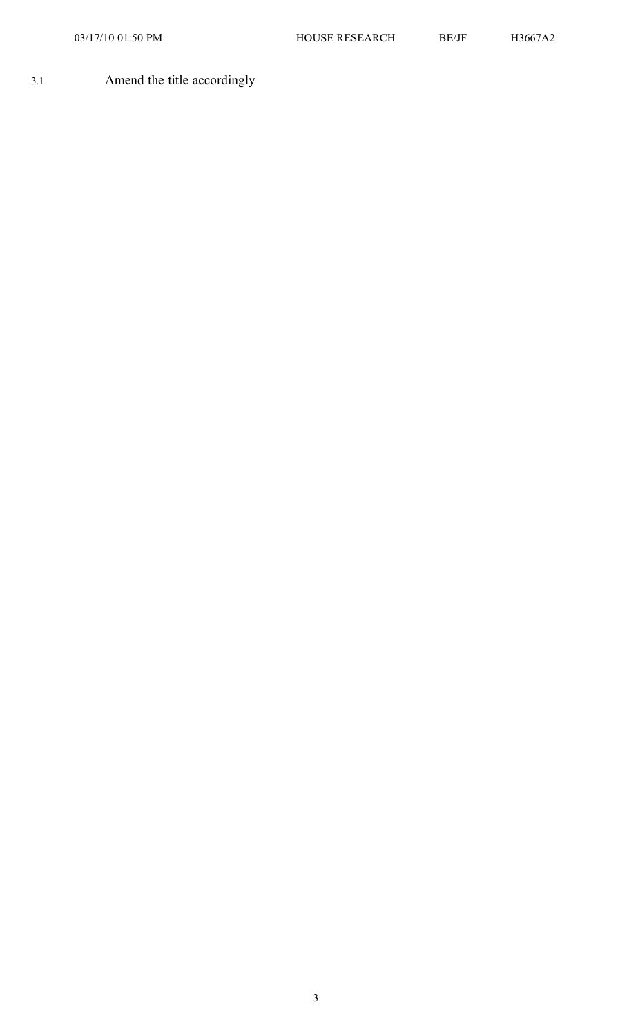Amend the title accordingly